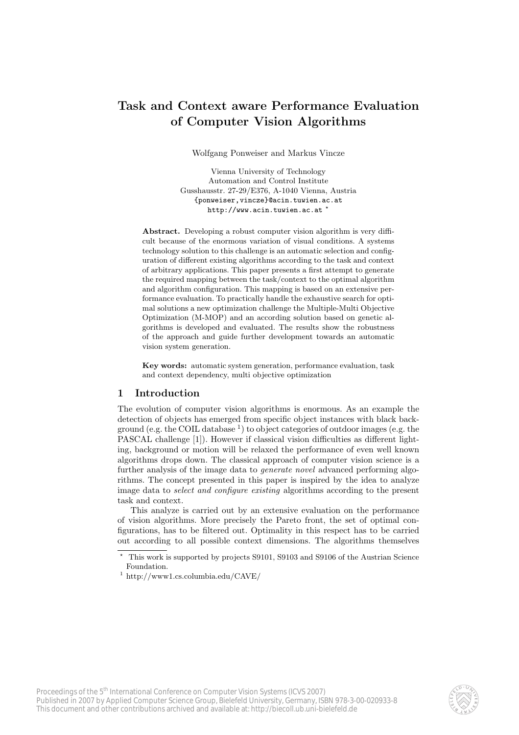# Task and Context aware Performance Evaluation of Computer Vision Algorithms

Wolfgang Ponweiser and Markus Vincze

Vienna University of Technology
Automation and Control Institute
Gusshausstr. 27-29/E376, A-1040 Vienna, Austria
{ponweiser,vincze}@acin.tuwien.ac.at
http://www.acin.tuwien.ac.at *

**Abstract.** Developing a robust computer vision algorithm is very difficult because of the enormous variation of visual conditions. A systems technology solution to this challenge is an automatic selection and configuration of different existing algorithms according to the task and context of arbitrary applications. This paper presents a first attempt to generate the required mapping between the task/context to the optimal algorithm and algorithm configuration. This mapping is based on an extensive performance evaluation. To practically handle the exhaustive search for optimal solutions a new optimization challenge the Multiple-Multi Objective Optimization (M-MOP) and an according solution based on genetic algorithms is developed and evaluated. The results show the robustness of the approach and guide further development towards an automatic vision system generation.

**Key words:** automatic system generation, performance evaluation, task and context dependency, multi objective optimization

## 1 Introduction

The evolution of computer vision algorithms is enormous. As an example the detection of objects has emerged from specific object instances with black background (e.g. the COIL database [1]) to object categories of outdoor images (e.g. the PASCAL challenge [1]). However if classical vision difficulties as different lighting, background or motion will be relaxed the performance of even well known algorithms drops down. The classical approach of computer vision science is a further analysis of the image data to *generate novel* advanced performing algorithms. The concept presented in this paper is inspired by the idea to analyze image data to *select and configure existing* algorithms according to the present task and context.

This analyze is carried out by an extensive evaluation on the performance of vision algorithms. More precisely the Pareto front, the set of optimal configurations, has to be filtered out. Optimality in this respect has to be carried out according to all possible context dimensions. The algorithms themselves

---

* This work is supported by projects S9101, S9103 and S9106 of the Austrian Science Foundation.

[1] http://www1.cs.columbia.edu/CAVE/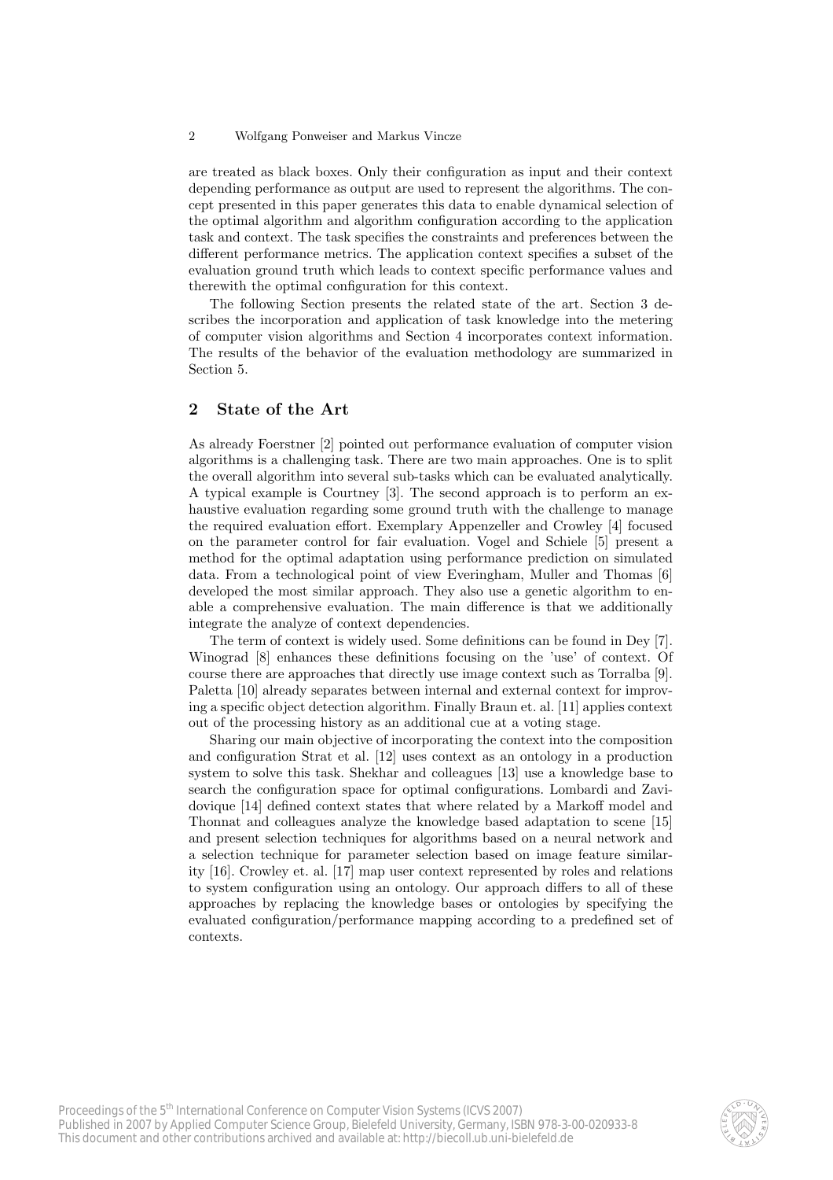are treated as black boxes. Only their configuration as input and their context depending performance as output are used to represent the algorithms. The concept presented in this paper generates this data to enable dynamical selection of the optimal algorithm and algorithm configuration according to the application task and context. The task specifies the constraints and preferences between the different performance metrics. The application context specifies a subset of the evaluation ground truth which leads to context specific performance values and therewith the optimal configuration for this context.

The following Section presents the related state of the art. Section 3 describes the incorporation and application of task knowledge into the metering of computer vision algorithms and Section 4 incorporates context information. The results of the behavior of the evaluation methodology are summarized in Section 5.

## 2 State of the Art

As already Foerstner [2] pointed out performance evaluation of computer vision algorithms is a challenging task. There are two main approaches. One is to split the overall algorithm into several sub-tasks which can be evaluated analytically. A typical example is Courtney [3]. The second approach is to perform an exhaustive evaluation regarding some ground truth with the challenge to manage the required evaluation effort. Exemplary Appenzeller and Crowley [4] focused on the parameter control for fair evaluation. Vogel and Schiele [5] present a method for the optimal adaptation using performance prediction on simulated data. From a technological point of view Everingham, Muller and Thomas [6] developed the most similar approach. They also use a genetic algorithm to enable a comprehensive evaluation. The main difference is that we additionally integrate the analyze of context dependencies.

The term of context is widely used. Some definitions can be found in Dey [7]. Winograd [8] enhances these definitions focusing on the 'use' of context. Of course there are approaches that directly use image context such as Torralba [9]. Paletta [10] already separates between internal and external context for improving a specific object detection algorithm. Finally Braun et. al. [11] applies context out of the processing history as an additional cue at a voting stage.

Sharing our main objective of incorporating the context into the composition and configuration Strat et al. [12] uses context as an ontology in a production system to solve this task. Shekhar and colleagues [13] use a knowledge base to search the configuration space for optimal configurations. Lombardi and Zavidovique [14] defined context states that where related by a Markoff model and Thonnat and colleagues analyze the knowledge based adaptation to scene [15] and present selection techniques for algorithms based on a neural network and a selection technique for parameter selection based on image feature similarity [16]. Crowley et. al. [17] map user context represented by roles and relations to system configuration using an ontology. Our approach differs to all of these approaches by replacing the knowledge bases or ontologies by specifying the evaluated configuration/performance mapping according to a predefined set of contexts.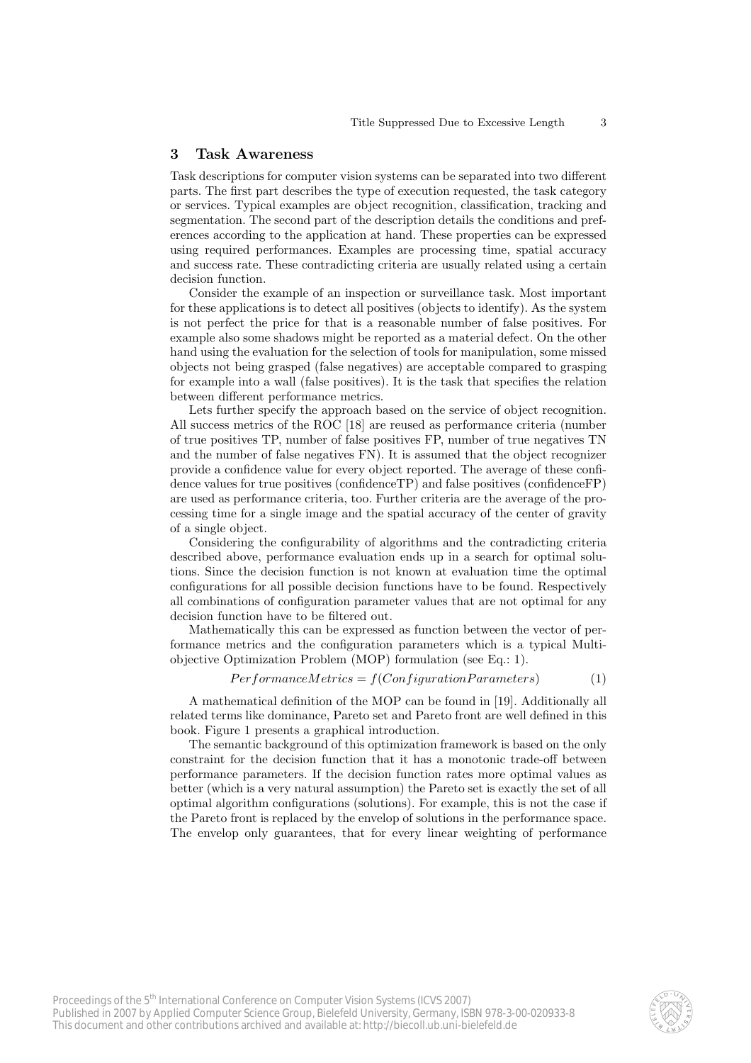## 3 Task Awareness

Task descriptions for computer vision systems can be separated into two different parts. The first part describes the type of execution requested, the task category or services. Typical examples are object recognition, classification, tracking and segmentation. The second part of the description details the conditions and preferences according to the application at hand. These properties can be expressed using required performances. Examples are processing time, spatial accuracy and success rate. These contradicting criteria are usually related using a certain decision function.

Consider the example of an inspection or surveillance task. Most important for these applications is to detect all positives (objects to identify). As the system is not perfect the price for that is a reasonable number of false positives. For example also some shadows might be reported as a material defect. On the other hand using the evaluation for the selection of tools for manipulation, some missed objects not being grasped (false negatives) are acceptable compared to grasping for example into a wall (false positives). It is the task that specifies the relation between different performance metrics.

Lets further specify the approach based on the service of object recognition. All success metrics of the ROC [18] are reused as performance criteria (number of true positives TP, number of false positives FP, number of true negatives TN and the number of false negatives FN). It is assumed that the object recognizer provide a confidence value for every object reported. The average of these confidence values for true positives (confidenceTP) and false positives (confidenceFP) are used as performance criteria, too. Further criteria are the average of the processing time for a single image and the spatial accuracy of the center of gravity of a single object.

Considering the configurability of algorithms and the contradicting criteria described above, performance evaluation ends up in a search for optimal solutions. Since the decision function is not known at evaluation time the optimal configurations for all possible decision functions have to be found. Respectively all combinations of configuration parameter values that are not optimal for any decision function have to be filtered out.

Mathematically this can be expressed as function between the vector of performance metrics and the configuration parameters which is a typical Multi-objective Optimization Problem (MOP) formulation (see Eq.: 1).

$$PerformanceMetrics = f(ConfigurationParameters) \tag{1}$$

A mathematical definition of the MOP can be found in [19]. Additionally all related terms like dominance, Pareto set and Pareto front are well defined in this book. Figure 1 presents a graphical introduction.

The semantic background of this optimization framework is based on the only constraint for the decision function that it has a monotonic trade-off between performance parameters. If the decision function rates more optimal values as better (which is a very natural assumption) the Pareto set is exactly the set of all optimal algorithm configurations (solutions). For example, this is not the case if the Pareto front is replaced by the envelop of solutions in the performance space. The envelop only guarantees, that for every linear weighting of performance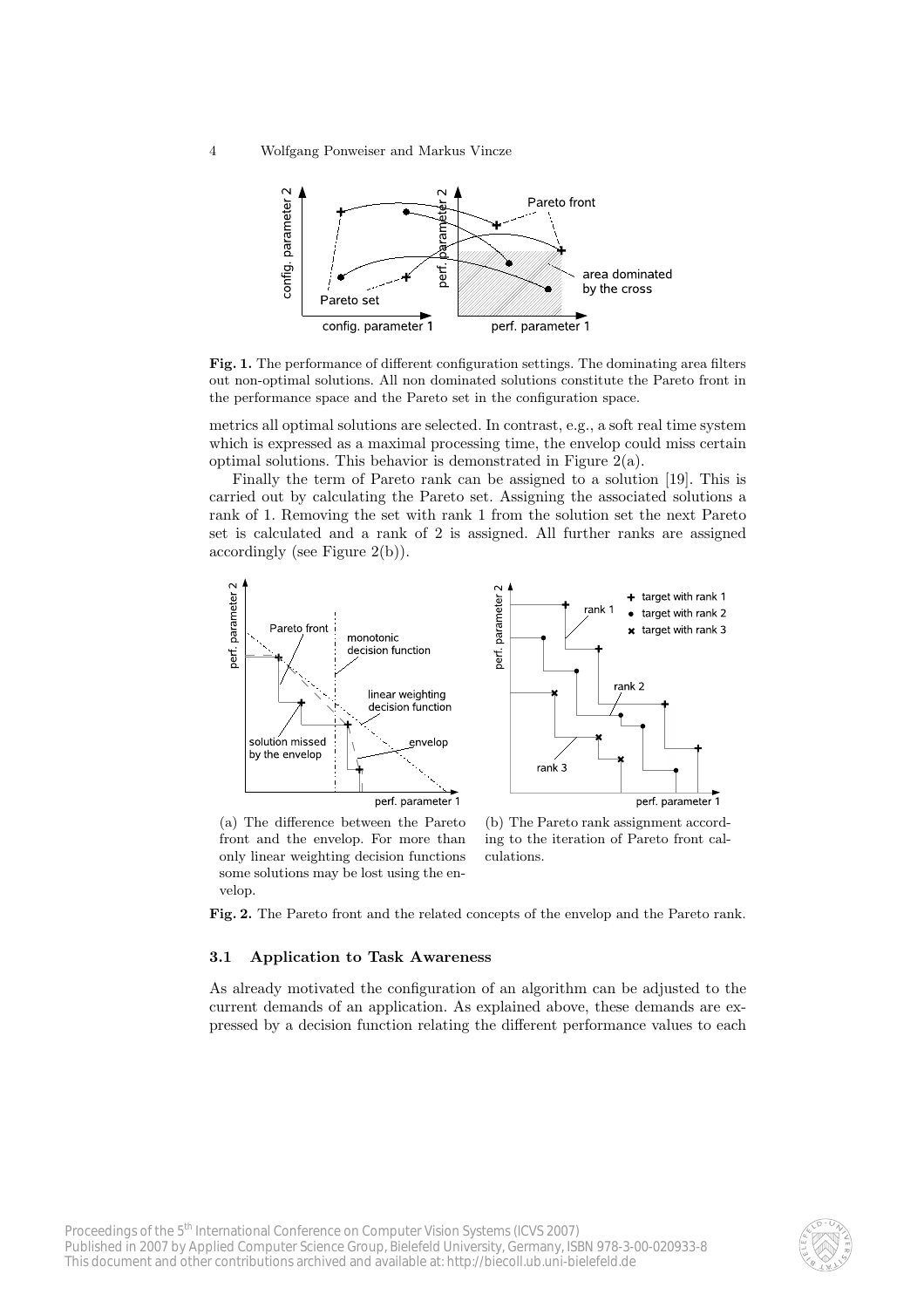**Fig. 1.** The performance of different configuration settings. The dominating area filters out non-optimal solutions. All non dominated solutions constitute the Pareto front in the performance space and the Pareto set in the configuration space.

metrics all optimal solutions are selected. In contrast, e.g., a soft real time system which is expressed as a maximal processing time, the envelop could miss certain optimal solutions. This behavior is demonstrated in Figure 2(a).

Finally the term of Pareto rank can be assigned to a solution [19]. This is carried out by calculating the Pareto set. Assigning the associated solutions a rank of 1. Removing the set with rank 1 from the solution set the next Pareto set is calculated and a rank of 2 is assigned. All further ranks are assigned accordingly (see Figure 2(b)).

(a) The difference between the Pareto front and the envelop. For more than only linear weighting decision functions some solutions may be lost using the envelop.

(b) The Pareto rank assignment according to the iteration of Pareto front calculations.

**Fig. 2.** The Pareto front and the related concepts of the envelop and the Pareto rank.

### 3.1 Application to Task Awareness

As already motivated the configuration of an algorithm can be adjusted to the current demands of an application. As explained above, these demands are expressed by a decision function relating the different performance values to each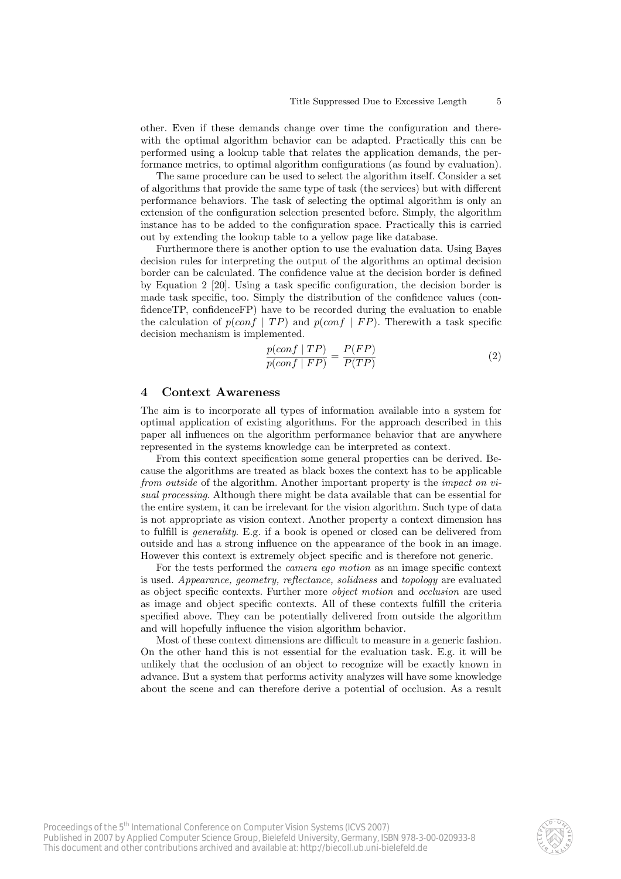other. Even if these demands change over time the configuration and therewith the optimal algorithm behavior can be adapted. Practically this can be performed using a lookup table that relates the application demands, the performance metrics, to optimal algorithm configurations (as found by evaluation).

The same procedure can be used to select the algorithm itself. Consider a set of algorithms that provide the same type of task (the services) but with different performance behaviors. The task of selecting the optimal algorithm is only an extension of the configuration selection presented before. Simply, the algorithm instance has to be added to the configuration space. Practically this is carried out by extending the lookup table to a yellow page like database.

Furthermore there is another option to use the evaluation data. Using Bayes decision rules for interpreting the output of the algorithms an optimal decision border can be calculated. The confidence value at the decision border is defined by Equation 2 [20]. Using a task specific configuration, the decision border is made task specific, too. Simply the distribution of the confidence values (confidenceTP, confidenceFP) have to be recorded during the evaluation to enable the calculation of $p(conf \mid TP)$ and $p(conf \mid FP)$. Therewith a task specific decision mechanism is implemented.

$$\frac{p(conf \mid TP)}{p(conf \mid FP)} = \frac{P(FP)}{P(TP)} \tag{2}$$

## 4 Context Awareness

The aim is to incorporate all types of information available into a system for optimal application of existing algorithms. For the approach described in this paper all influences on the algorithm performance behavior that are anywhere represented in the systems knowledge can be interpreted as context.

From this context specification some general properties can be derived. Because the algorithms are treated as black boxes the context has to be applicable *from outside* of the algorithm. Another important property is the *impact on visual processing*. Although there might be data available that can be essential for the entire system, it can be irrelevant for the vision algorithm. Such type of data is not appropriate as vision context. Another property a context dimension has to fulfill is *generality*. E.g. if a book is opened or closed can be delivered from outside and has a strong influence on the appearance of the book in an image. However this context is extremely object specific and is therefore not generic.

For the tests performed the *camera ego motion* as an image specific context is used. *Appearance, geometry, reflectance, solidness* and *topology* are evaluated as object specific contexts. Further more *object motion* and *occlusion* are used as image and object specific contexts. All of these contexts fulfill the criteria specified above. They can be potentially delivered from outside the algorithm and will hopefully influence the vision algorithm behavior.

Most of these context dimensions are difficult to measure in a generic fashion. On the other hand this is not essential for the evaluation task. E.g. it will be unlikely that the occlusion of an object to recognize will be exactly known in advance. But a system that performs activity analyzes will have some knowledge about the scene and can therefore derive a potential of occlusion. As a result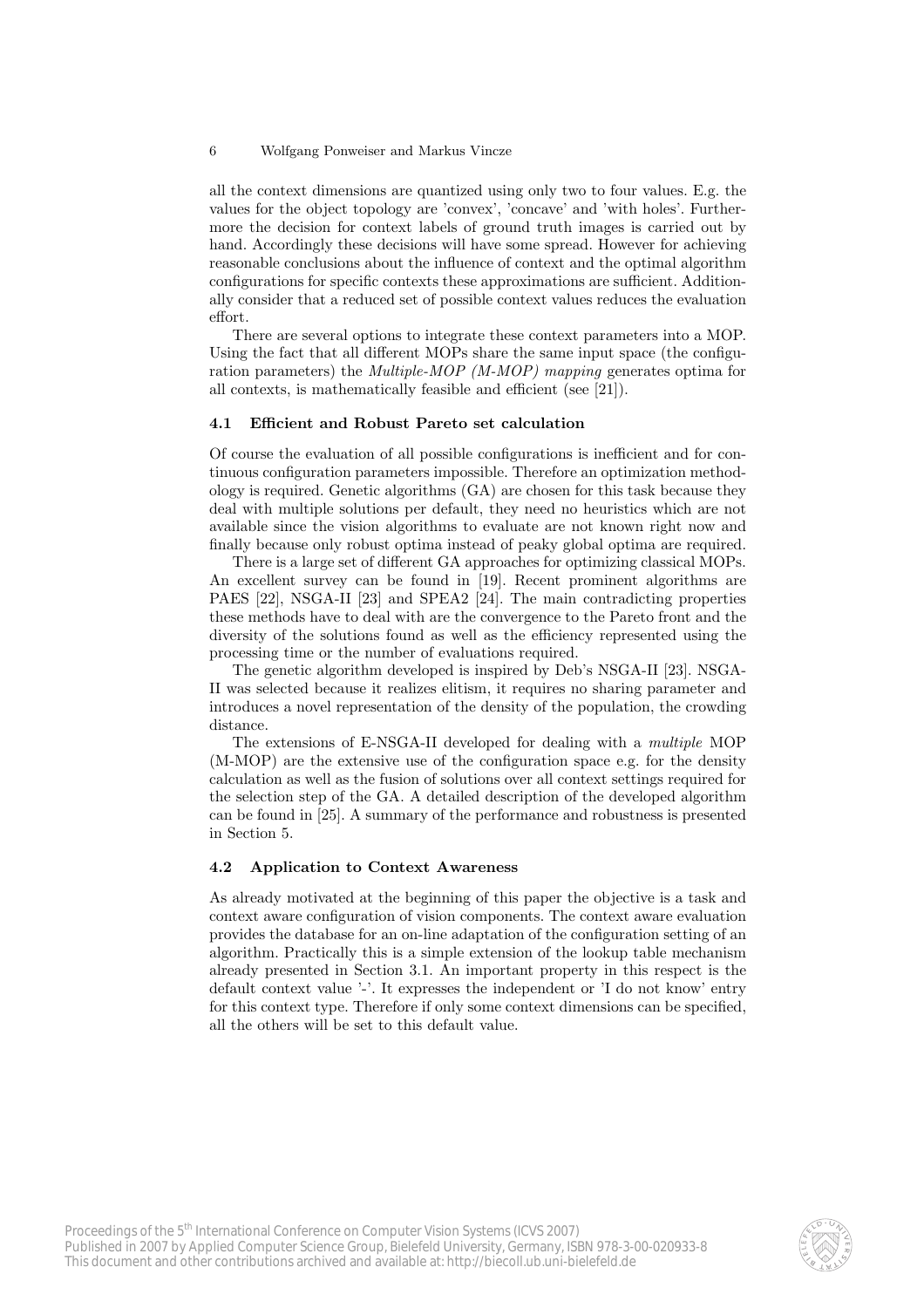all the context dimensions are quantized using only two to four values. E.g. the values for the object topology are 'convex', 'concave' and 'with holes'. Furthermore the decision for context labels of ground truth images is carried out by hand. Accordingly these decisions will have some spread. However for achieving reasonable conclusions about the influence of context and the optimal algorithm configurations for specific contexts these approximations are sufficient. Additionally consider that a reduced set of possible context values reduces the evaluation effort.

There are several options to integrate these context parameters into a MOP. Using the fact that all different MOPs share the same input space (the configuration parameters) the *Multiple-MOP (M-MOP) mapping* generates optima for all contexts, is mathematically feasible and efficient (see [21]).

### 4.1 Efficient and Robust Pareto set calculation

Of course the evaluation of all possible configurations is inefficient and for continuous configuration parameters impossible. Therefore an optimization methodology is required. Genetic algorithms (GA) are chosen for this task because they deal with multiple solutions per default, they need no heuristics which are not available since the vision algorithms to evaluate are not known right now and finally because only robust optima instead of peaky global optima are required.

There is a large set of different GA approaches for optimizing classical MOPs. An excellent survey can be found in [19]. Recent prominent algorithms are PAES [22], NSGA-II [23] and SPEA2 [24]. The main contradicting properties these methods have to deal with are the convergence to the Pareto front and the diversity of the solutions found as well as the efficiency represented using the processing time or the number of evaluations required.

The genetic algorithm developed is inspired by Deb's NSGA-II [23]. NSGA-II was selected because it realizes elitism, it requires no sharing parameter and introduces a novel representation of the density of the population, the crowding distance.

The extensions of E-NSGA-II developed for dealing with a *multiple* MOP (M-MOP) are the extensive use of the configuration space e.g. for the density calculation as well as the fusion of solutions over all context settings required for the selection step of the GA. A detailed description of the developed algorithm can be found in [25]. A summary of the performance and robustness is presented in Section 5.

### 4.2 Application to Context Awareness

As already motivated at the beginning of this paper the objective is a task and context aware configuration of vision components. The context aware evaluation provides the database for an on-line adaptation of the configuration setting of an algorithm. Practically this is a simple extension of the lookup table mechanism already presented in Section 3.1. An important property in this respect is the default context value '-'. It expresses the independent or 'I do not know' entry for this context type. Therefore if only some context dimensions can be specified, all the others will be set to this default value.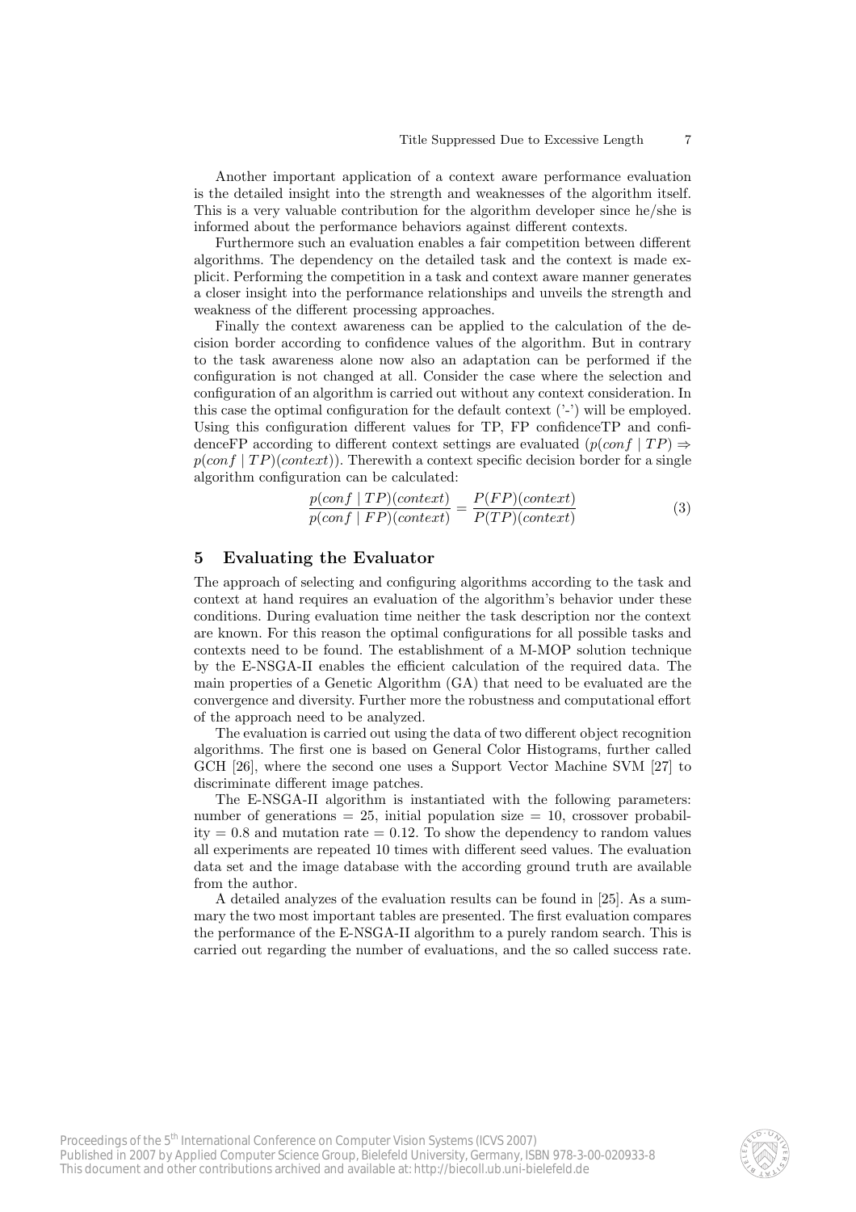Another important application of a context aware performance evaluation is the detailed insight into the strength and weaknesses of the algorithm itself. This is a very valuable contribution for the algorithm developer since he/she is informed about the performance behaviors against different contexts.

Furthermore such an evaluation enables a fair competition between different algorithms. The dependency on the detailed task and the context is made explicit. Performing the competition in a task and context aware manner generates a closer insight into the performance relationships and unveils the strength and weakness of the different processing approaches.

Finally the context awareness can be applied to the calculation of the decision border according to confidence values of the algorithm. But in contrary to the task awareness alone now also an adaptation can be performed if the configuration is not changed at all. Consider the case where the selection and configuration of an algorithm is carried out without any context consideration. In this case the optimal configuration for the default context ('-') will be employed. Using this configuration different values for TP, FP confidenceTP and confidenceFP according to different context settings are evaluated ($p(conf \mid TP) \Rightarrow p(conf \mid TP)(context)$). Therewith a context specific decision border for a single algorithm configuration can be calculated:

$$\frac{p(conf \mid TP)(context)}{p(conf \mid FP)(context)} = \frac{P(FP)(context)}{P(TP)(context)} \tag{3}$$

## 5 Evaluating the Evaluator

The approach of selecting and configuring algorithms according to the task and context at hand requires an evaluation of the algorithm's behavior under these conditions. During evaluation time neither the task description nor the context are known. For this reason the optimal configurations for all possible tasks and contexts need to be found. The establishment of a M-MOP solution technique by the E-NSGA-II enables the efficient calculation of the required data. The main properties of a Genetic Algorithm (GA) that need to be evaluated are the convergence and diversity. Further more the robustness and computational effort of the approach need to be analyzed.

The evaluation is carried out using the data of two different object recognition algorithms. The first one is based on General Color Histograms, further called GCH [26], where the second one uses a Support Vector Machine SVM [27] to discriminate different image patches.

The E-NSGA-II algorithm is instantiated with the following parameters: number of generations = 25, initial population size = 10, crossover probability = 0.8 and mutation rate = 0.12. To show the dependency to random values all experiments are repeated 10 times with different seed values. The evaluation data set and the image database with the according ground truth are available from the author.

A detailed analyzes of the evaluation results can be found in [25]. As a summary the two most important tables are presented. The first evaluation compares the performance of the E-NSGA-II algorithm to a purely random search. This is carried out regarding the number of evaluations, and the so called success rate.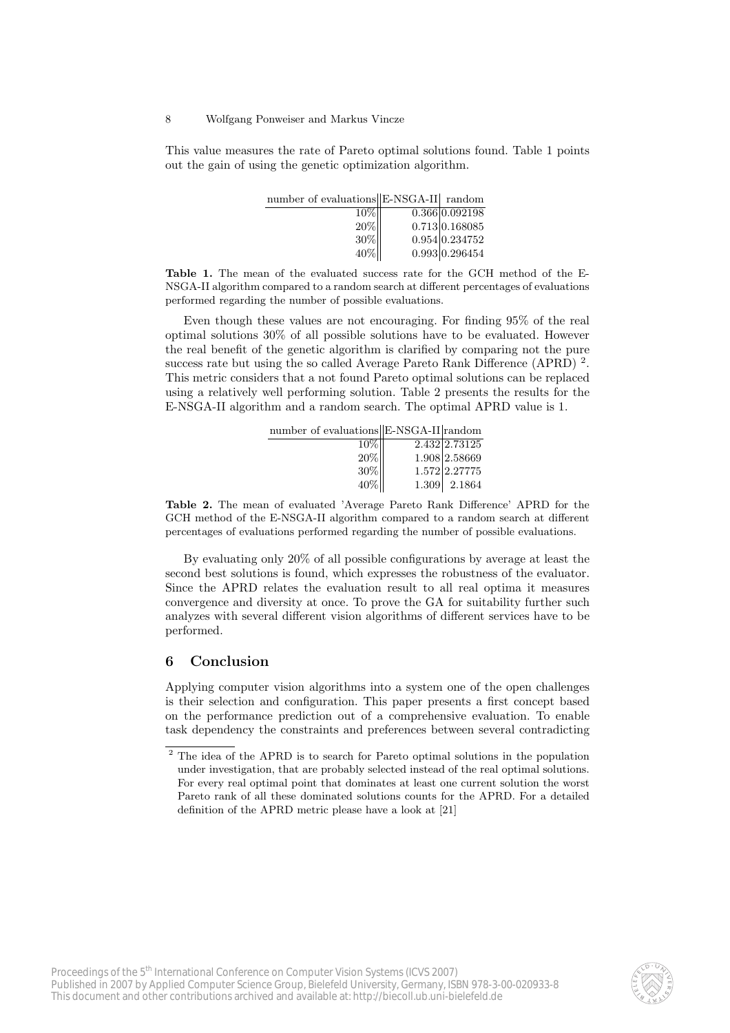This value measures the rate of Pareto optimal solutions found. Table 1 points out the gain of using the genetic optimization algorithm.

| number of evaluations | E-NSGA-II | random |
|---|---|---|
| 10% | 0.366 | 0.092198 |
| 20% | 0.713 | 0.168085 |
| 30% | 0.954 | 0.234752 |
| 40% | 0.993 | 0.296454 |

**Table 1.** The mean of the evaluated success rate for the GCH method of the E-NSGA-II algorithm compared to a random search at different percentages of evaluations performed regarding the number of possible evaluations.

Even though these values are not encouraging. For finding 95% of the real optimal solutions 30% of all possible solutions have to be evaluated. However the real benefit of the genetic algorithm is clarified by comparing not the pure success rate but using the so called Average Pareto Rank Difference (APRD) [2]. This metric considers that a not found Pareto optimal solutions can be replaced using a relatively well performing solution. Table 2 presents the results for the E-NSGA-II algorithm and a random search. The optimal APRD value is 1.

| number of evaluations | E-NSGA-II | random |
|---|---|---|
| 10% | 2.432 | 2.73125 |
| 20% | 1.908 | 2.58669 |
| 30% | 1.572 | 2.27775 |
| 40% | 1.309 | 2.1864 |

**Table 2.** The mean of evaluated 'Average Pareto Rank Difference' APRD for the GCH method of the E-NSGA-II algorithm compared to a random search at different percentages of evaluations performed regarding the number of possible evaluations.

By evaluating only 20% of all possible configurations by average at least the second best solutions is found, which expresses the robustness of the evaluator. Since the APRD relates the evaluation result to all real optima it measures convergence and diversity at once. To prove the GA for suitability further such analyzes with several different vision algorithms of different services have to be performed.

## 6 Conclusion

Applying computer vision algorithms into a system one of the open challenges is their selection and configuration. This paper presents a first concept based on the performance prediction out of a comprehensive evaluation. To enable task dependency the constraints and preferences between several contradicting

[2] The idea of the APRD is to search for Pareto optimal solutions in the population under investigation, that are probably selected instead of the real optimal solutions. For every real optimal point that dominates at least one current solution the worst Pareto rank of all these dominated solutions counts for the APRD. For a detailed definition of the APRD metric please have a look at [21]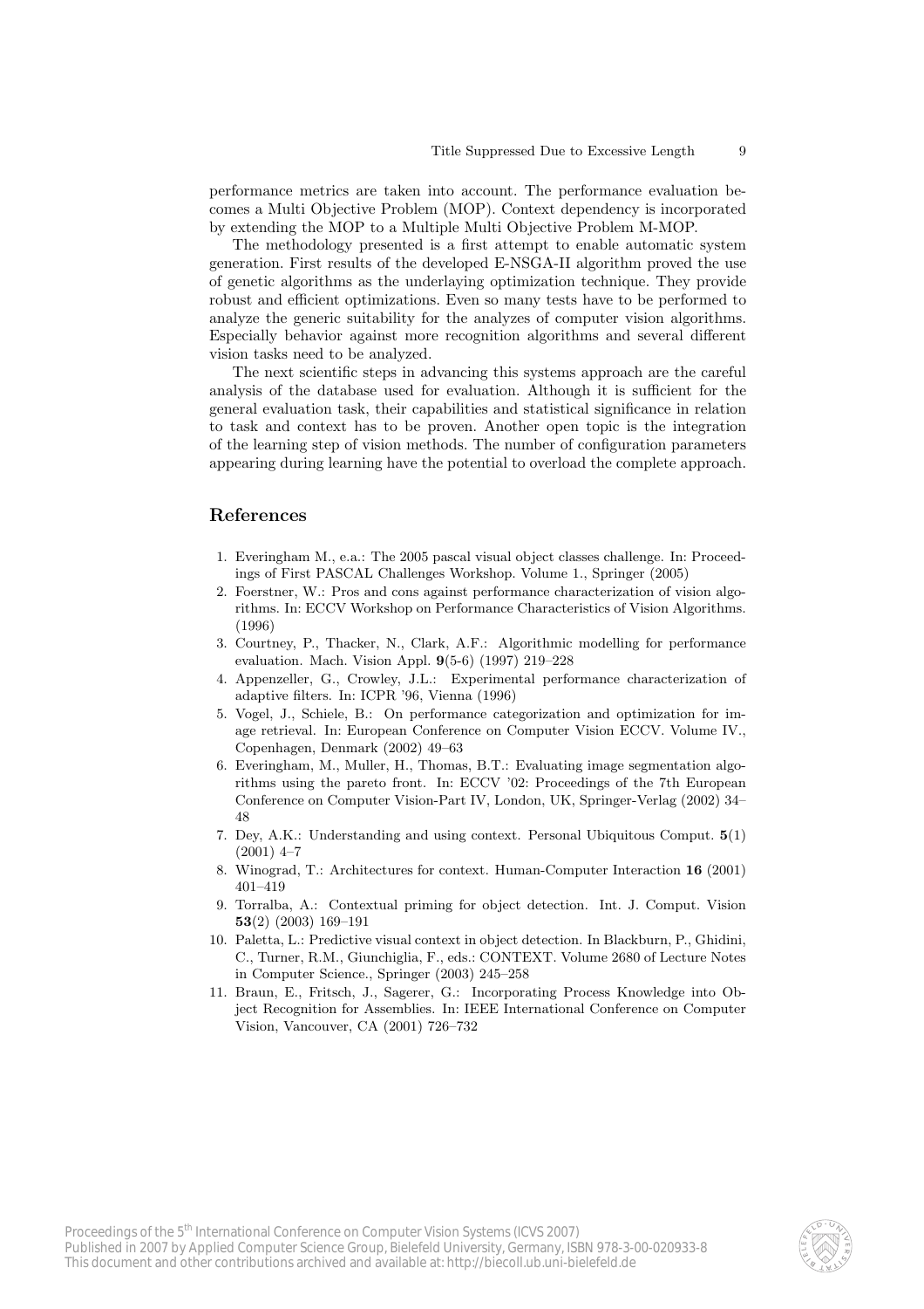performance metrics are taken into account. The performance evaluation becomes a Multi Objective Problem (MOP). Context dependency is incorporated by extending the MOP to a Multiple Multi Objective Problem M-MOP.

The methodology presented is a first attempt to enable automatic system generation. First results of the developed E-NSGA-II algorithm proved the use of genetic algorithms as the underlaying optimization technique. They provide robust and efficient optimizations. Even so many tests have to be performed to analyze the generic suitability for the analyzes of computer vision algorithms. Especially behavior against more recognition algorithms and several different vision tasks need to be analyzed.

The next scientific steps in advancing this systems approach are the careful analysis of the database used for evaluation. Although it is sufficient for the general evaluation task, their capabilities and statistical significance in relation to task and context has to be proven. Another open topic is the integration of the learning step of vision methods. The number of configuration parameters appearing during learning have the potential to overload the complete approach.

## References

1. Everingham M., e.a.: The 2005 pascal visual object classes challenge. In: Proceedings of First PASCAL Challenges Workshop. Volume 1., Springer (2005)
2. Foerstner, W.: Pros and cons against performance characterization of vision algorithms. In: ECCV Workshop on Performance Characteristics of Vision Algorithms. (1996)
3. Courtney, P., Thacker, N., Clark, A.F.: Algorithmic modelling for performance evaluation. Mach. Vision Appl. **9**(5-6) (1997) 219–228
4. Appenzeller, G., Crowley, J.L.: Experimental performance characterization of adaptive filters. In: ICPR '96, Vienna (1996)
5. Vogel, J., Schiele, B.: On performance categorization and optimization for image retrieval. In: European Conference on Computer Vision ECCV. Volume IV., Copenhagen, Denmark (2002) 49–63
6. Everingham, M., Muller, H., Thomas, B.T.: Evaluating image segmentation algorithms using the pareto front. In: ECCV '02: Proceedings of the 7th European Conference on Computer Vision-Part IV, London, UK, Springer-Verlag (2002) 34–48
7. Dey, A.K.: Understanding and using context. Personal Ubiquitous Comput. **5**(1) (2001) 4–7
8. Winograd, T.: Architectures for context. Human-Computer Interaction **16** (2001) 401–419
9. Torralba, A.: Contextual priming for object detection. Int. J. Comput. Vision **53**(2) (2003) 169–191
10. Paletta, L.: Predictive visual context in object detection. In Blackburn, P., Ghidini, C., Turner, R.M., Giunchiglia, F., eds.: CONTEXT. Volume 2680 of Lecture Notes in Computer Science., Springer (2003) 245–258
11. Braun, E., Fritsch, J., Sagerer, G.: Incorporating Process Knowledge into Object Recognition for Assemblies. In: IEEE International Conference on Computer Vision, Vancouver, CA (2001) 726–732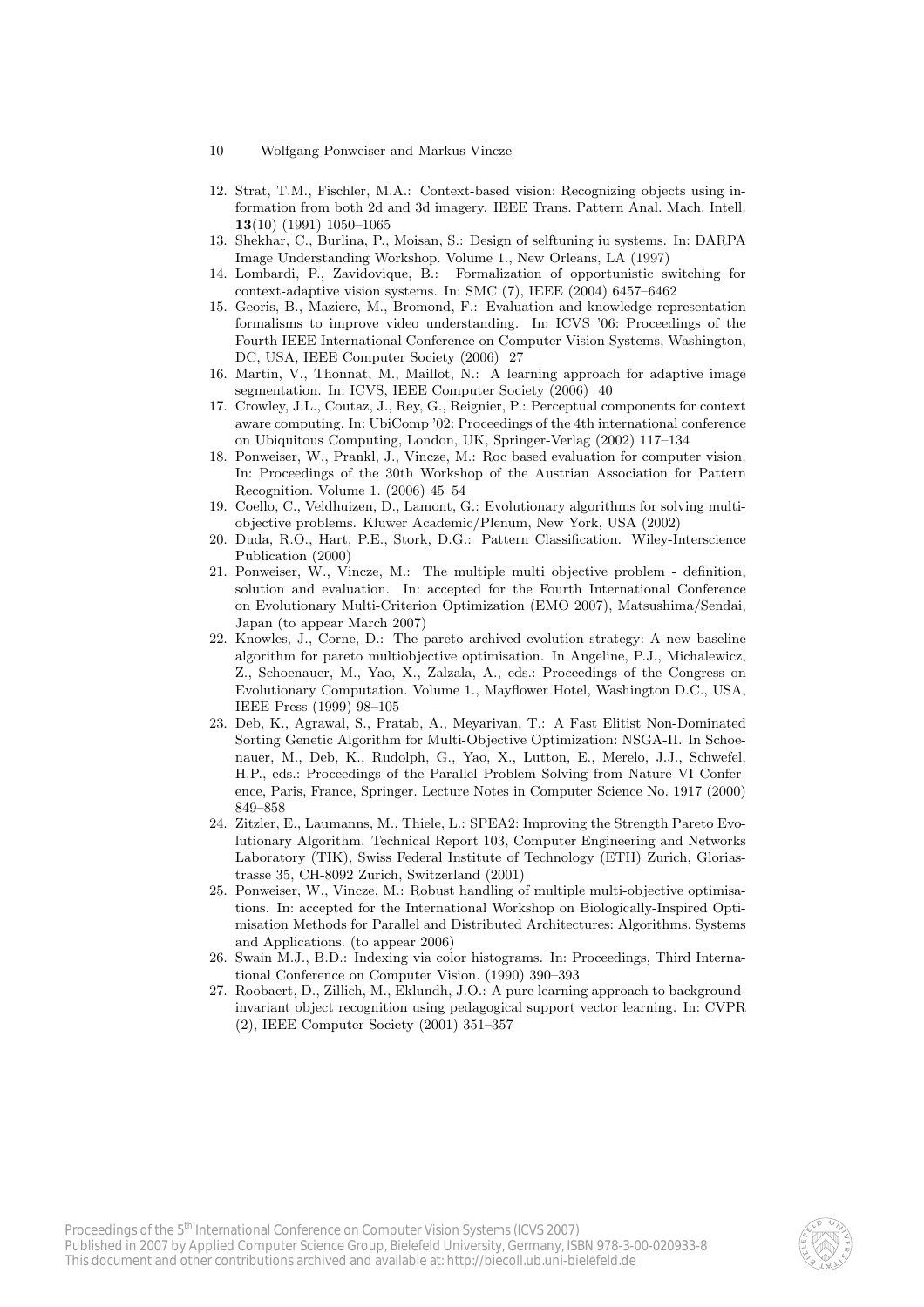12. Strat, T.M., Fischler, M.A.: Context-based vision: Recognizing objects using information from both 2d and 3d imagery. IEEE Trans. Pattern Anal. Mach. Intell. **13**(10) (1991) 1050–1065
13. Shekhar, C., Burlina, P., Moisan, S.: Design of selftuning iu systems. In: DARPA Image Understanding Workshop. Volume 1., New Orleans, LA (1997)
14. Lombardi, P., Zavidovique, B.: Formalization of opportunistic switching for context-adaptive vision systems. In: SMC (7), IEEE (2004) 6457–6462
15. Georis, B., Maziere, M., Bromond, F.: Evaluation and knowledge representation formalisms to improve video understanding. In: ICVS '06: Proceedings of the Fourth IEEE International Conference on Computer Vision Systems, Washington, DC, USA, IEEE Computer Society (2006) 27
16. Martin, V., Thonnat, M., Maillot, N.: A learning approach for adaptive image segmentation. In: ICVS, IEEE Computer Society (2006) 40
17. Crowley, J.L., Coutaz, J., Rey, G., Reignier, P.: Perceptual components for context aware computing. In: UbiComp '02: Proceedings of the 4th international conference on Ubiquitous Computing, London, UK, Springer-Verlag (2002) 117–134
18. Ponweiser, W., Prankl, J., Vincze, M.: Roc based evaluation for computer vision. In: Proceedings of the 30th Workshop of the Austrian Association for Pattern Recognition. Volume 1. (2006) 45–54
19. Coello, C., Veldhuizen, D., Lamont, G.: Evolutionary algorithms for solving multi-objective problems. Kluwer Academic/Plenum, New York, USA (2002)
20. Duda, R.O., Hart, P.E., Stork, D.G.: Pattern Classification. Wiley-Interscience Publication (2000)
21. Ponweiser, W., Vincze, M.: The multiple multi objective problem - definition, solution and evaluation. In: accepted for the Fourth International Conference on Evolutionary Multi-Criterion Optimization (EMO 2007), Matsushima/Sendai, Japan (to appear March 2007)
22. Knowles, J., Corne, D.: The pareto archived evolution strategy: A new baseline algorithm for pareto multiobjective optimisation. In Angeline, P.J., Michalewicz, Z., Schoenauer, M., Yao, X., Zalzala, A., eds.: Proceedings of the Congress on Evolutionary Computation. Volume 1., Mayflower Hotel, Washington D.C., USA, IEEE Press (1999) 98–105
23. Deb, K., Agrawal, S., Pratab, A., Meyarivan, T.: A Fast Elitist Non-Dominated Sorting Genetic Algorithm for Multi-Objective Optimization: NSGA-II. In Schoenauer, M., Deb, K., Rudolph, G., Yao, X., Lutton, E., Merelo, J.J., Schwefel, H.P., eds.: Proceedings of the Parallel Problem Solving from Nature VI Conference, Paris, France, Springer. Lecture Notes in Computer Science No. 1917 (2000) 849–858
24. Zitzler, E., Laumanns, M., Thiele, L.: SPEA2: Improving the Strength Pareto Evolutionary Algorithm. Technical Report 103, Computer Engineering and Networks Laboratory (TIK), Swiss Federal Institute of Technology (ETH) Zurich, Gloriastrasse 35, CH-8092 Zurich, Switzerland (2001)
25. Ponweiser, W., Vincze, M.: Robust handling of multiple multi-objective optimisations. In: accepted for the International Workshop on Biologically-Inspired Optimisation Methods for Parallel and Distributed Architectures: Algorithms, Systems and Applications. (to appear 2006)
26. Swain M.J., B.D.: Indexing via color histograms. In: Proceedings, Third International Conference on Computer Vision. (1990) 390–393
27. Roobaert, D., Zillich, M., Eklundh, J.O.: A pure learning approach to background-invariant object recognition using pedagogical support vector learning. In: CVPR (2), IEEE Computer Society (2001) 351–357